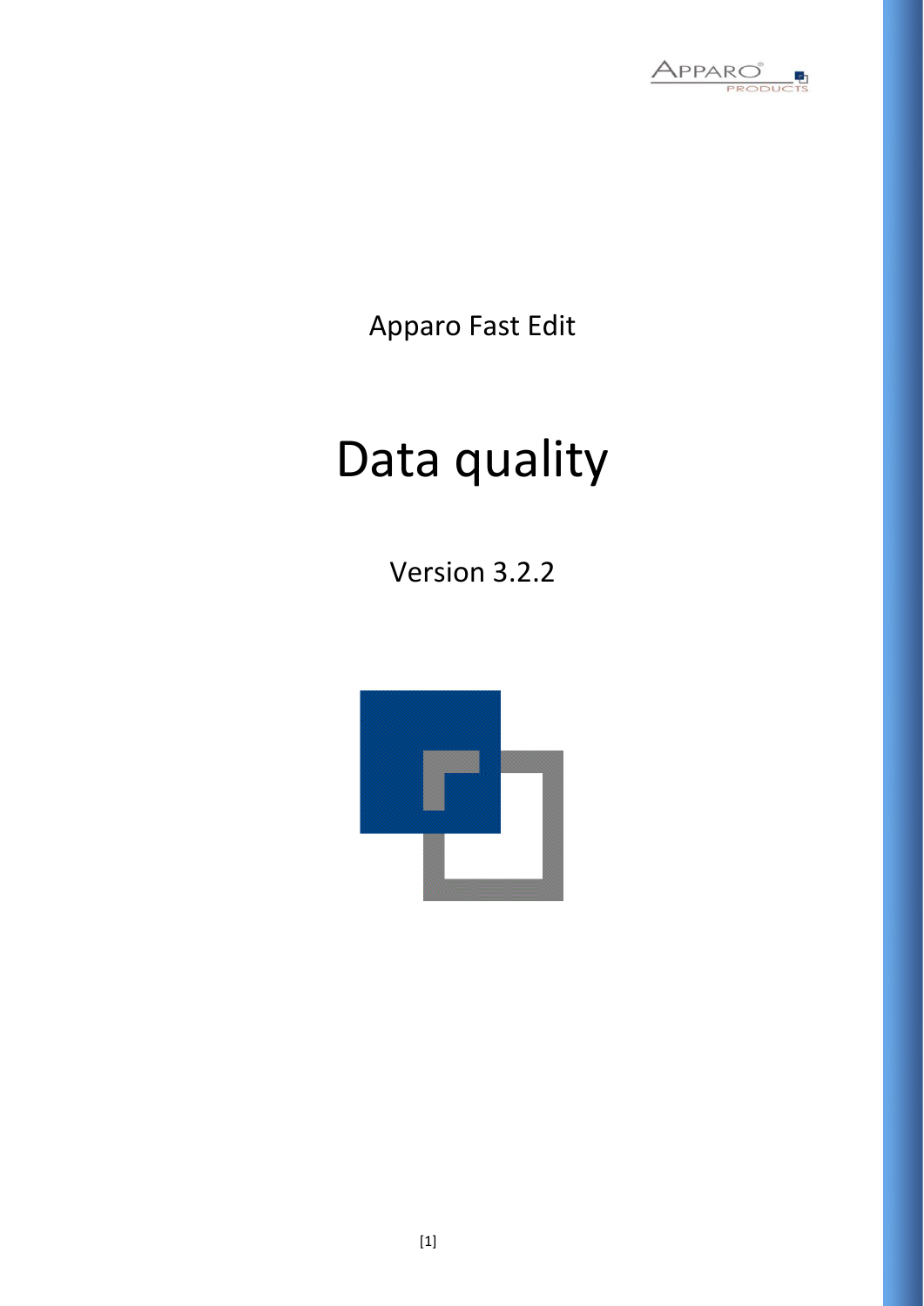Apparo Fast Edit

# Data quality

Version 3.2.2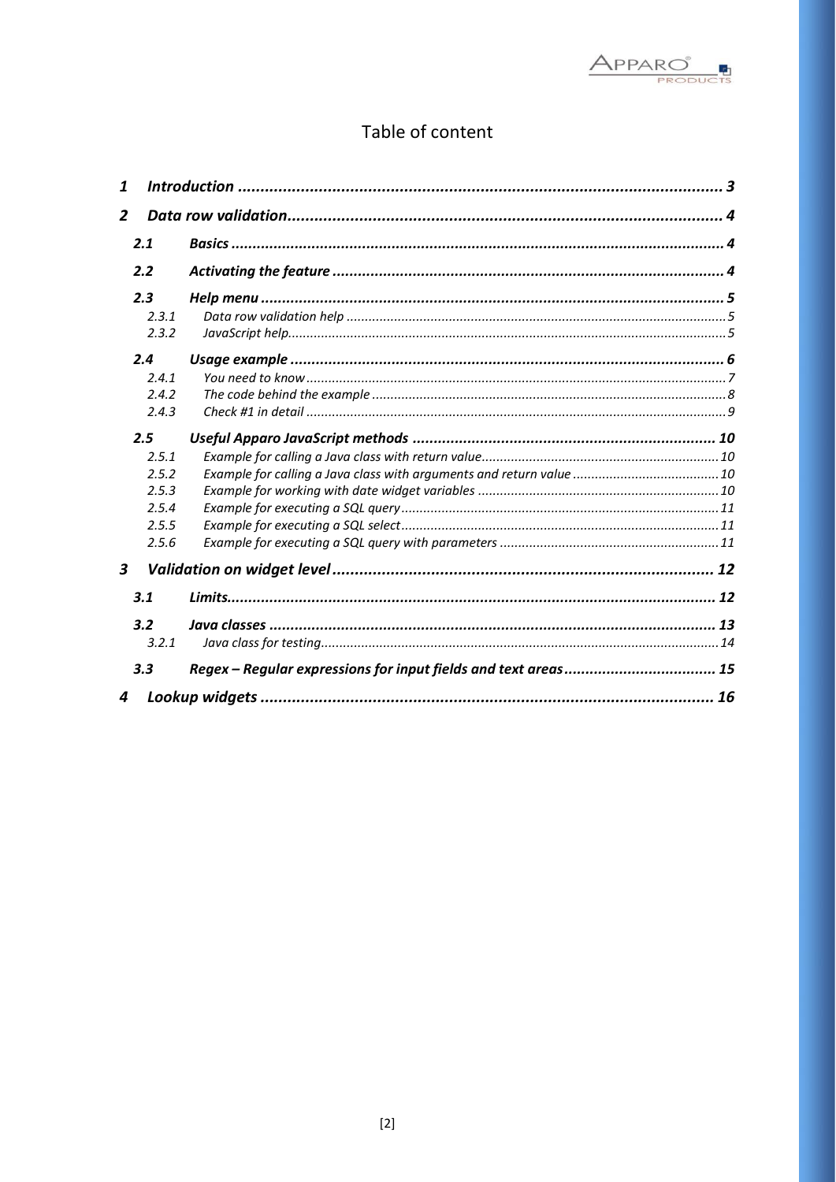# Table of content

| | | |
|---|---|---|
| **1** | **Introduction** | **3** |
| **2** | **Data row validation** | **4** |
| **2.1** | **Basics** | **4** |
| **2.2** | **Activating the feature** | **4** |
| **2.3** | **Help menu** | **5** |
| 2.3.1 | *Data row validation help* | *5* |
| 2.3.2 | *JavaScript help* | *5* |
| **2.4** | **Usage example** | **6** |
| 2.4.1 | *You need to know* | *7* |
| 2.4.2 | *The code behind the example* | *8* |
| 2.4.3 | *Check #1 in detail* | *9* |
| **2.5** | **Useful Apparo JavaScript methods** | **10** |
| 2.5.1 | *Example for calling a Java class with return value* | *10* |
| 2.5.2 | *Example for calling a Java class with arguments and return value* | *10* |
| 2.5.3 | *Example for working with date widget variables* | *10* |
| 2.5.4 | *Example for executing a SQL query* | *11* |
| 2.5.5 | *Example for executing a SQL select* | *11* |
| 2.5.6 | *Example for executing a SQL query with parameters* | *11* |
| **3** | **Validation on widget level** | **12** |
| **3.1** | **Limits** | **12** |
| **3.2** | **Java classes** | **13** |
| 3.2.1 | *Java class for testing* | *14* |
| **3.3** | **Regex – Regular expressions for input fields and text areas** | **15** |
| **4** | **Lookup widgets** | **16** |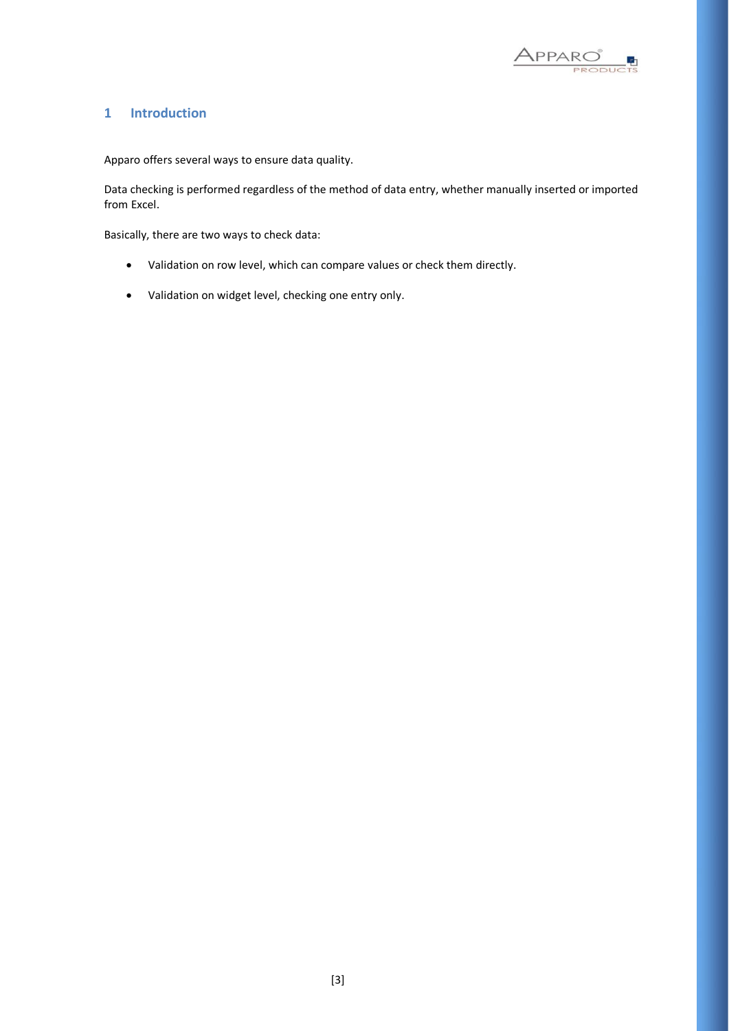# 1 Introduction

Apparo offers several ways to ensure data quality.

Data checking is performed regardless of the method of data entry, whether manually inserted or imported from Excel.

Basically, there are two ways to check data:

- Validation on row level, which can compare values or check them directly.
- Validation on widget level, checking one entry only.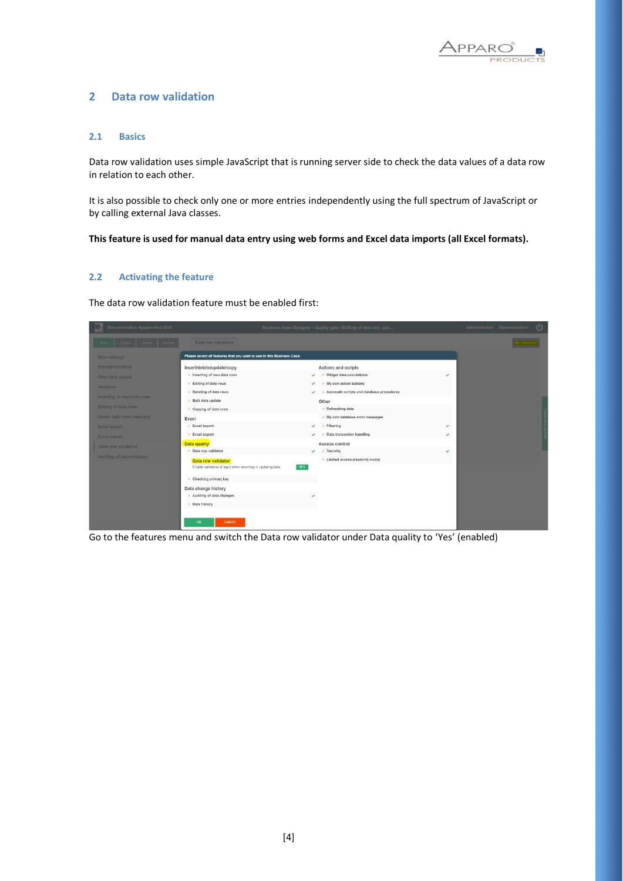## 2 Data row validation

### 2.1 Basics

Data row validation uses simple JavaScript that is running server side to check the data values of a data row in relation to each other.

It is also possible to check only one or more entries independently using the full spectrum of JavaScript or by calling external Java classes.

**This feature is used for manual data entry using web forms and Excel data imports (all Excel formats).**

### 2.2 Activating the feature

The data row validation feature must be enabled first:

Go to the features menu and switch the Data row validator under Data quality to 'Yes' (enabled)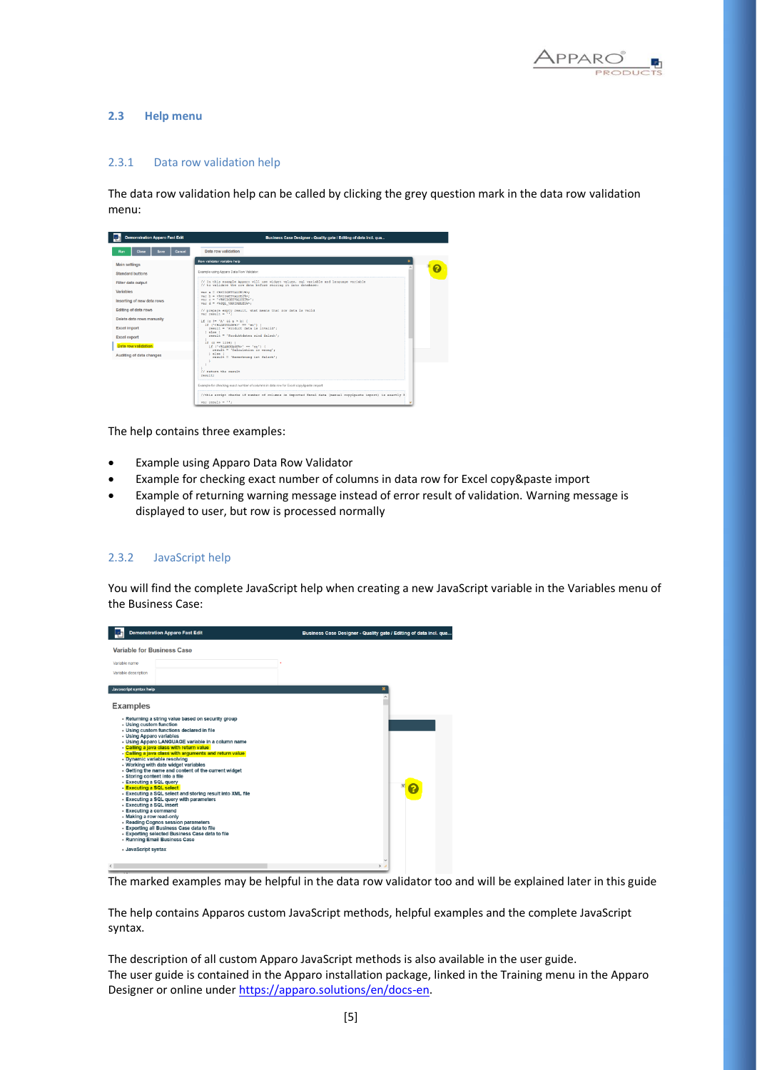## 2.3 Help menu

### 2.3.1 Data row validation help

The data row validation help can be called by clicking the grey question mark in the data row validation menu:

The help contains three examples:

- Example using Apparo Data Row Validator
- Example for checking exact number of columns in data row for Excel copy&paste import
- Example of returning warning message instead of error result of validation. Warning message is displayed to user, but row is processed normally

### 2.3.2 JavaScript help

You will find the complete JavaScript help when creating a new JavaScript variable in the Variables menu of the Business Case:

The marked examples may be helpful in the data row validator too and will be explained later in this guide

The help contains Apparos custom JavaScript methods, helpful examples and the complete JavaScript syntax.

The description of all custom Apparo JavaScript methods is also available in the user guide.
The user guide is contained in the Apparo installation package, linked in the Training menu in the Apparo Designer or online under https://apparo.solutions/en/docs-en.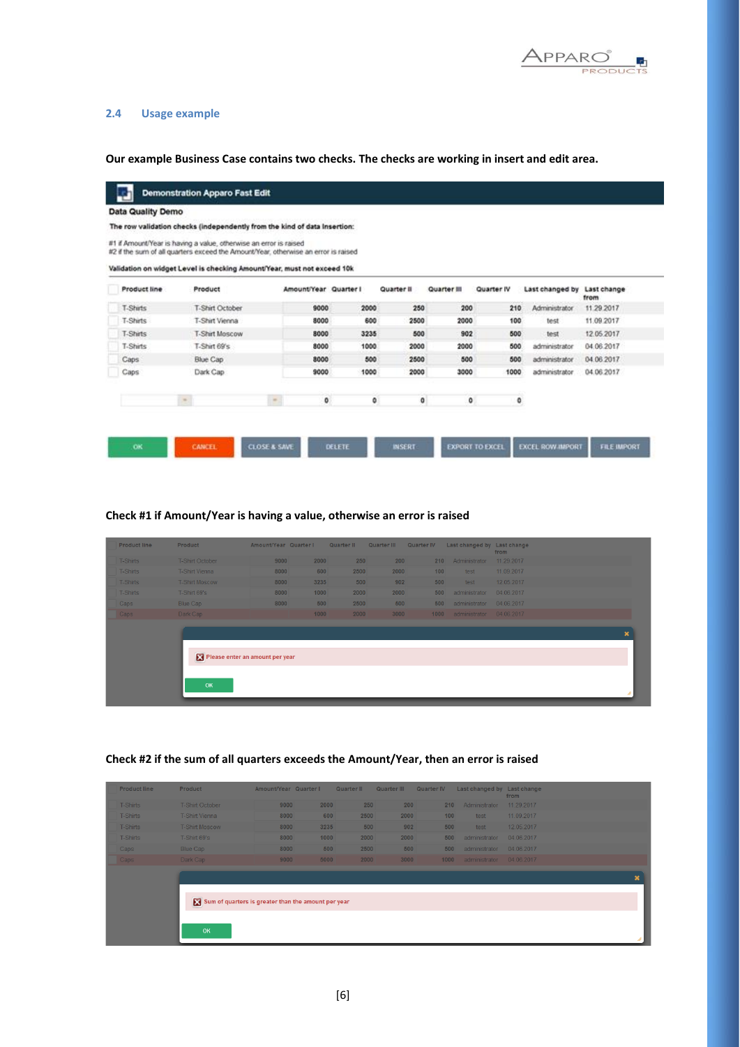## 2.4 Usage example

**Our example Business Case contains two checks. The checks are working in insert and edit area.**

**Demonstration Apparo Fast Edit**

**Data Quality Demo**

**The row validation checks (independently from the kind of data insertion:**

#1 if Amount/Year is having a value, otherwise an error is raised
#2 if the sum of all quarters exceed the Amount/Year, otherwise an error is raised

**Validation on widget Level is checking Amount/Year, must not exceed 10k**

| Product line | Product | Amount/Year | Quarter I | Quarter II | Quarter III | Quarter IV | Last changed by | Last change from |
|---|---|---|---|---|---|---|---|---|
| T-Shirts | T-Shirt October | 9000 | 2000 | 250 | 200 | 210 | Administrator | 11.29.2017 |
| T-Shirts | T-Shirt Vienna | 8000 | 600 | 2500 | 2000 | 100 | test | 11.09.2017 |
| T-Shirts | T-Shirt Moscow | 8000 | 3235 | 500 | 902 | 500 | test | 12.05.2017 |
| T-Shirts | T-Shirt 69's | 8000 | 1000 | 2000 | 2000 | 500 | administrator | 04.06.2017 |
| Caps | Blue Cap | 8000 | 500 | 2500 | 500 | 500 | administrator | 04.06.2017 |
| Caps | Dark Cap | 9000 | 1000 | 2000 | 3000 | 1000 | administrator | 04.06.2017 |
| | | 0 | 0 | 0 | 0 | 0 | | |

OK | CANCEL | CLOSE & SAVE | DELETE | INSERT | EXPORT TO EXCEL | EXCEL ROW IMPORT | FILE IMPORT

**Check #1 if Amount/Year is having a value, otherwise an error is raised**

| Product line | Product | Amount/Year | Quarter I | Quarter II | Quarter III | Quarter IV | Last changed by | Last change from |
|---|---|---|---|---|---|---|---|---|
| T-Shirts | T-Shirt October | 9000 | 2000 | 250 | 200 | 210 | Administrator | 11.29.2017 |
| T-Shirts | T-Shirt Vienna | 8000 | 600 | 2500 | 2000 | 100 | test | 11.09.2017 |
| T-Shirts | T-Shirt Moscow | 8000 | 3235 | 500 | 902 | 500 | test | 12.05.2017 |
| T-Shirts | T-Shirt 69's | 8000 | 1000 | 2000 | 2000 | 500 | administrator | 04.06.2017 |
| Caps | Blue Cap | 8000 | 500 | 2500 | 500 | 500 | administrator | 04.06.2017 |
| Caps | Dark Cap | | 1000 | 2000 | 3000 | 1000 | administrator | 04.06.2017 |

Please enter an amount per year

OK

**Check #2 if the sum of all quarters exceeds the Amount/Year, then an error is raised**

| Product line | Product | Amount/Year | Quarter I | Quarter II | Quarter III | Quarter IV | Last changed by | Last change from |
|---|---|---|---|---|---|---|---|---|
| T-Shirts | T-Shirt October | 9000 | 2000 | 250 | 200 | 210 | Administrator | 11.29.2017 |
| T-Shirts | T-Shirt Vienna | 8000 | 600 | 2500 | 2000 | 100 | test | 11.09.2017 |
| T-Shirts | T-Shirt Moscow | 8000 | 3235 | 500 | 902 | 500 | test | 12.05.2017 |
| T-Shirts | T-Shirt 69's | 8000 | 1000 | 2000 | 2000 | 500 | administrator | 04.06.2017 |
| Caps | Blue Cap | 8000 | 500 | 2500 | 500 | 500 | administrator | 04.06.2017 |
| Caps | Dark Cap | 9000 | 5000 | 2000 | 3000 | 1000 | administrator | 04.06.2017 |

Sum of quarters is greater than the amount per year

OK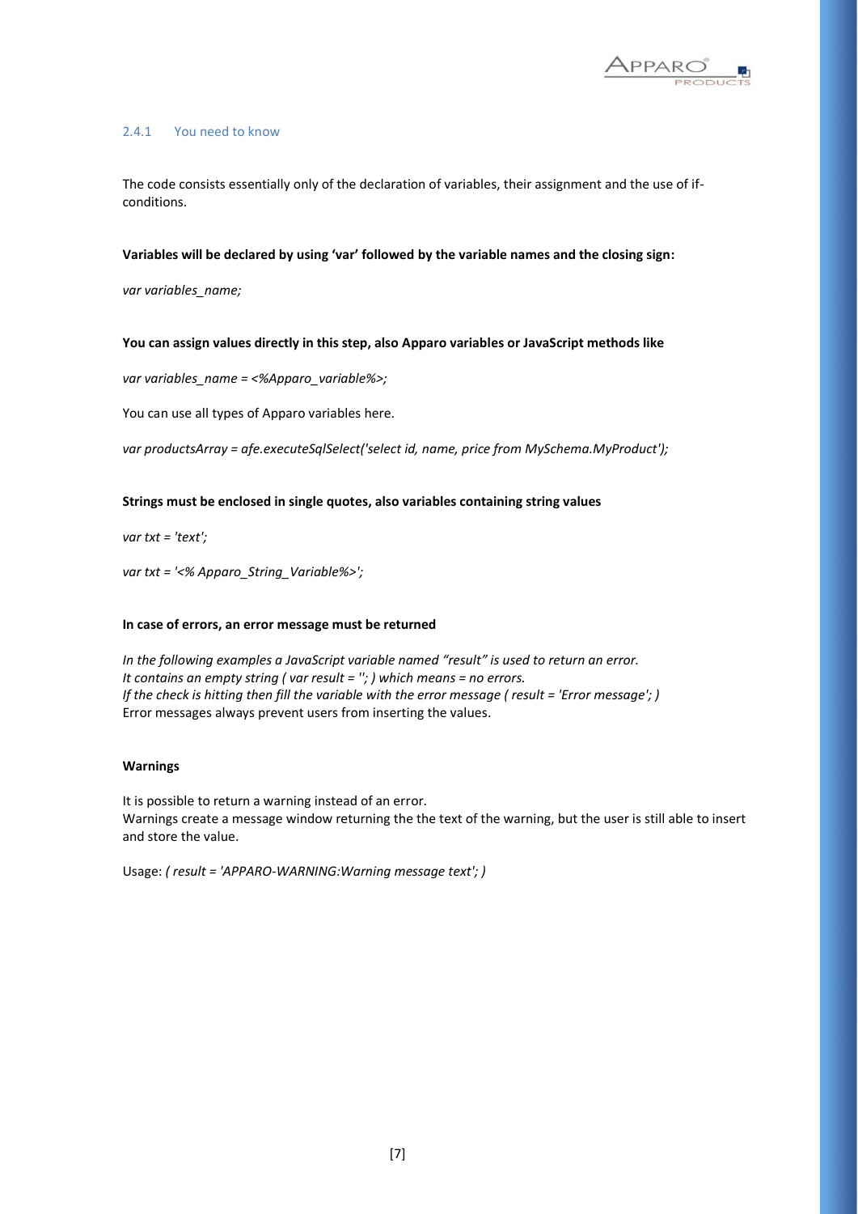### 2.4.1 You need to know

The code consists essentially only of the declaration of variables, their assignment and the use of if-conditions.

**Variables will be declared by using 'var' followed by the variable names and the closing sign:**

*var variables_name;*

**You can assign values directly in this step, also Apparo variables or JavaScript methods like**

*var variables_name = <%Apparo_variable%>;*

You can use all types of Apparo variables here.

*var productsArray = afe.executeSqlSelect('select id, name, price from MySchema.MyProduct');*

**Strings must be enclosed in single quotes, also variables containing string values**

*var txt = 'text';*

*var txt = '<% Apparo_String_Variable%>';*

**In case of errors, an error message must be returned**

*In the following examples a JavaScript variable named "result" is used to return an error.*
*It contains an empty string ( var result = ''; ) which means = no errors.*
*If the check is hitting then fill the variable with the error message ( result = 'Error message'; )*
Error messages always prevent users from inserting the values.

**Warnings**

It is possible to return a warning instead of an error.
Warnings create a message window returning the the text of the warning, but the user is still able to insert and store the value.

Usage: *( result = 'APPARO-WARNING:Warning message text'; )*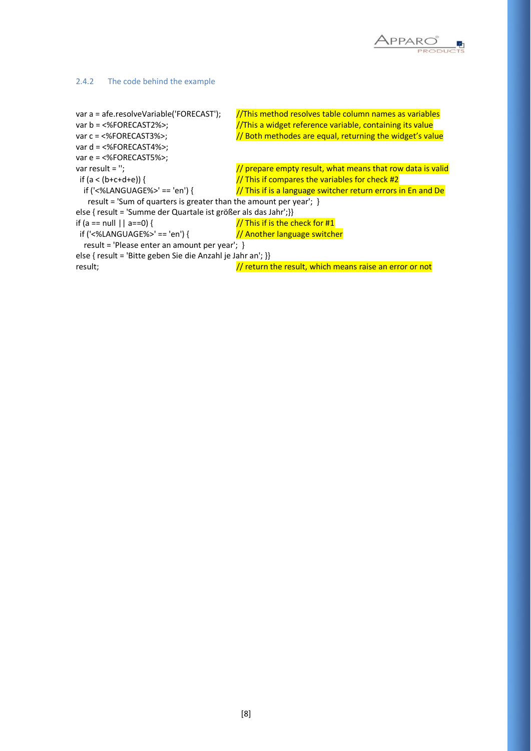### 2.4.2 The code behind the example

```
var a = afe.resolveVariable('FORECAST');     //This method resolves table column names as variables
var b = <%FORECAST2%>;                        //This a widget reference variable, containing its value
var c = <%FORECAST3%>;                        // Both methodes are equal, returning the widget's value
var d = <%FORECAST4%>;
var e = <%FORECAST5%>;
var result = '';                              // prepare empty result, what means that row data is valid
 if (a < (b+c+d+e)) {                         // This if compares the variables for check #2
  if ('<%LANGUAGE%>' == 'en') {               // This if is a language switcher return errors in En and De
   result = 'Sum of quarters is greater than the amount per year'; }
else { result = 'Summe der Quartale ist größer als das Jahr';}}
if (a == null || a==0) {                      // This if is the check for #1
 if ('<%LANGUAGE%>' == 'en') {                // Another language switcher
  result = 'Please enter an amount per year'; }
else { result = 'Bitte geben Sie die Anzahl je Jahr an'; }}
result;                                       // return the result, which means raise an error or not
```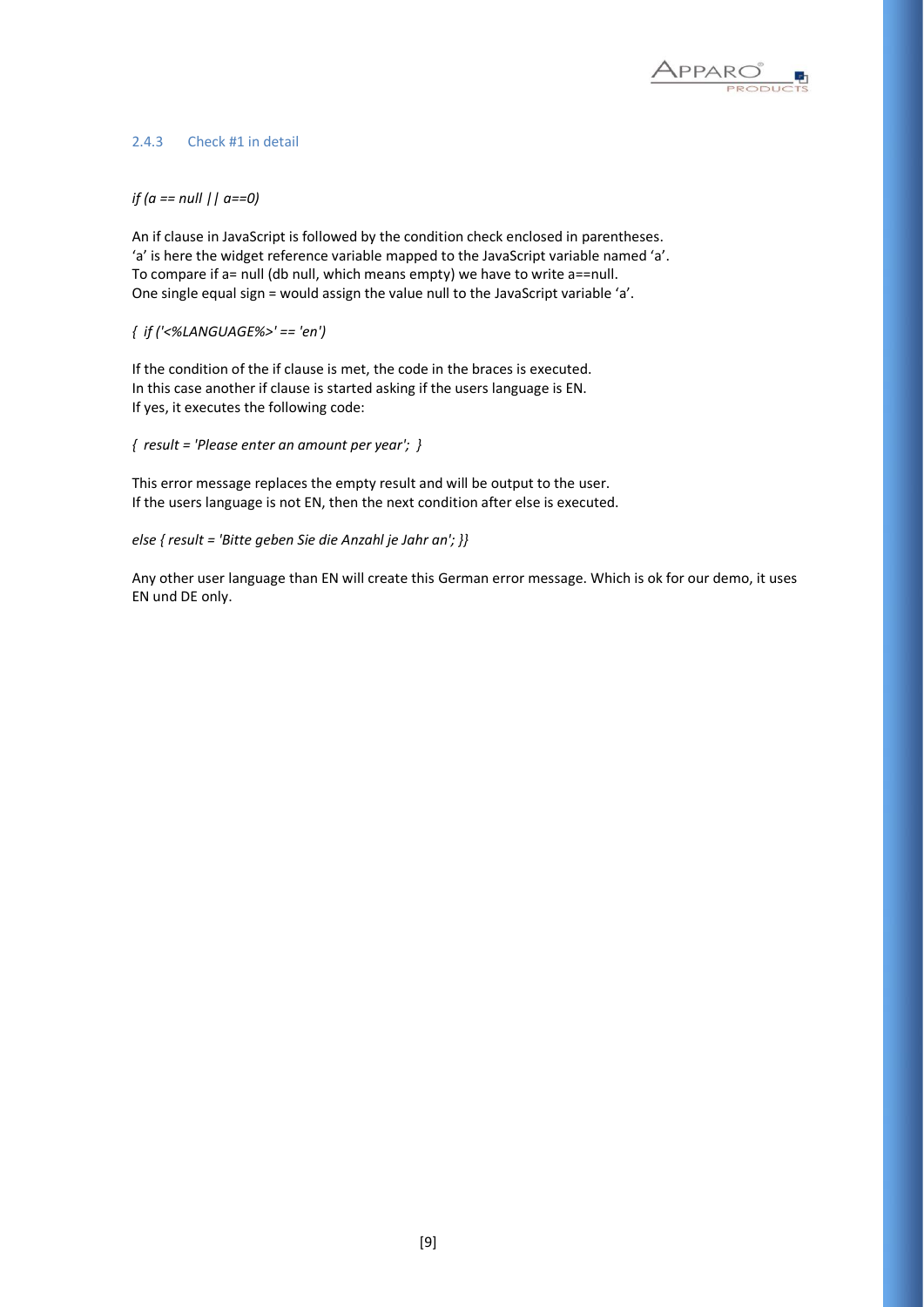### 2.4.3 Check #1 in detail

*if (a == null || a==0)*

An if clause in JavaScript is followed by the condition check enclosed in parentheses.
'a' is here the widget reference variable mapped to the JavaScript variable named 'a'.
To compare if a= null (db null, which means empty) we have to write a==null.
One single equal sign = would assign the value null to the JavaScript variable 'a'.

*{ if ('<%LANGUAGE%>' == 'en')*

If the condition of the if clause is met, the code in the braces is executed.
In this case another if clause is started asking if the users language is EN.
If yes, it executes the following code:

*{ result = 'Please enter an amount per year'; }*

This error message replaces the empty result and will be output to the user.
If the users language is not EN, then the next condition after else is executed.

*else { result = 'Bitte geben Sie die Anzahl je Jahr an'; }}*

Any other user language than EN will create this German error message. Which is ok for our demo, it uses EN und DE only.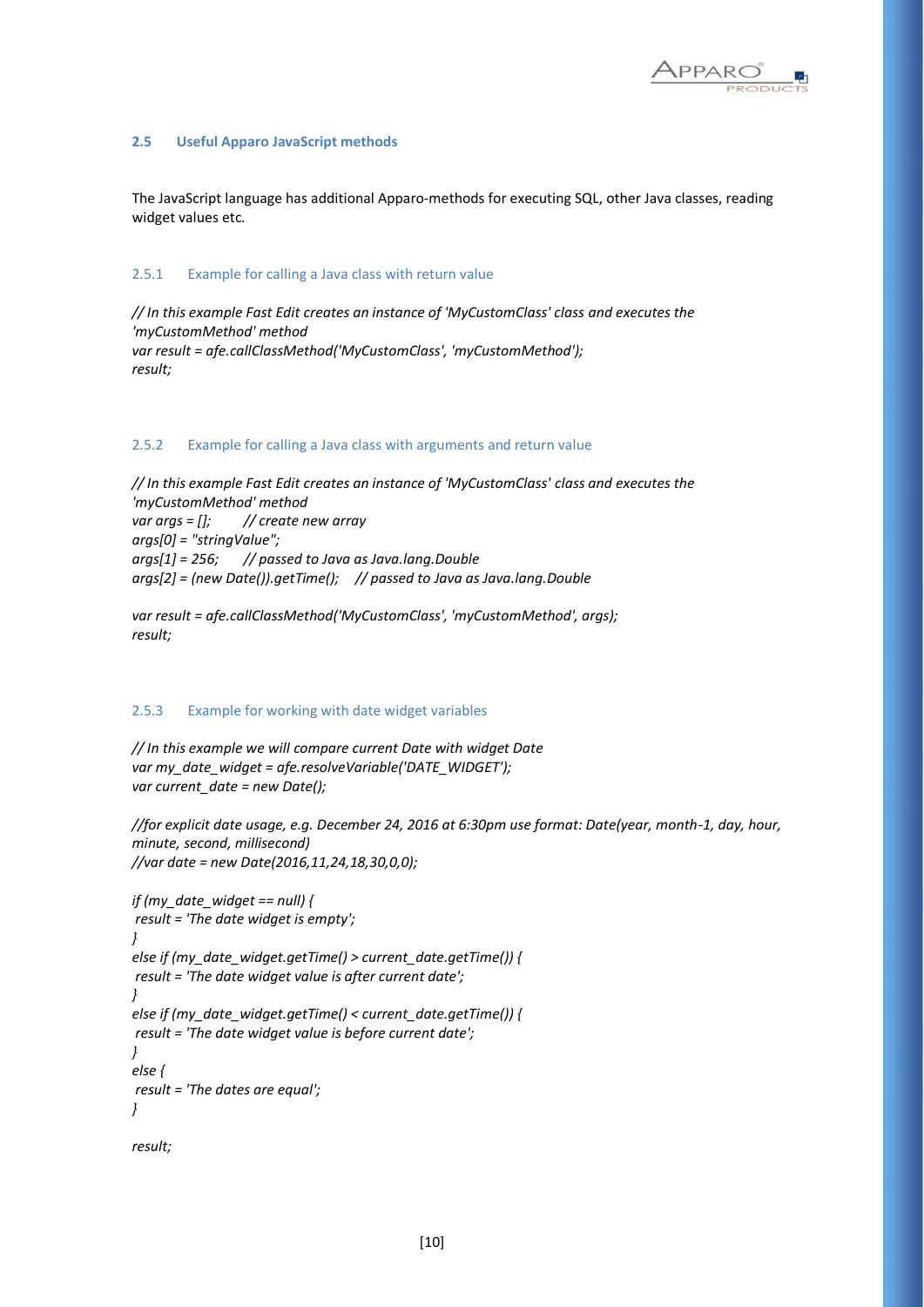## 2.5 Useful Apparo JavaScript methods

The JavaScript language has additional Apparo-methods for executing SQL, other Java classes, reading widget values etc.

### 2.5.1 Example for calling a Java class with return value

```
// In this example Fast Edit creates an instance of 'MyCustomClass' class and executes the
'myCustomMethod' method
var result = afe.callClassMethod('MyCustomClass', 'myCustomMethod');
result;
```

### 2.5.2 Example for calling a Java class with arguments and return value

```
// In this example Fast Edit creates an instance of 'MyCustomClass' class and executes the
'myCustomMethod' method
var args = [];        // create new array
args[0] = "stringValue";
args[1] = 256;      // passed to Java as Java.lang.Double
args[2] = (new Date()).getTime();     // passed to Java as Java.lang.Double

var result = afe.callClassMethod('MyCustomClass', 'myCustomMethod', args);
result;
```

### 2.5.3 Example for working with date widget variables

```
// In this example we will compare current Date with widget Date
var my_date_widget = afe.resolveVariable('DATE_WIDGET');
var current_date = new Date();

//for explicit date usage, e.g. December 24, 2016 at 6:30pm use format: Date(year, month-1, day, hour,
minute, second, millisecond)
//var date = new Date(2016,11,24,18,30,0,0);

if (my_date_widget == null) {
 result = 'The date widget is empty';
}
else if (my_date_widget.getTime() > current_date.getTime()) {
 result = 'The date widget value is after current date';
}
else if (my_date_widget.getTime() < current_date.getTime()) {
 result = 'The date widget value is before current date';
}
else {
 result = 'The dates are equal';
}

result;
```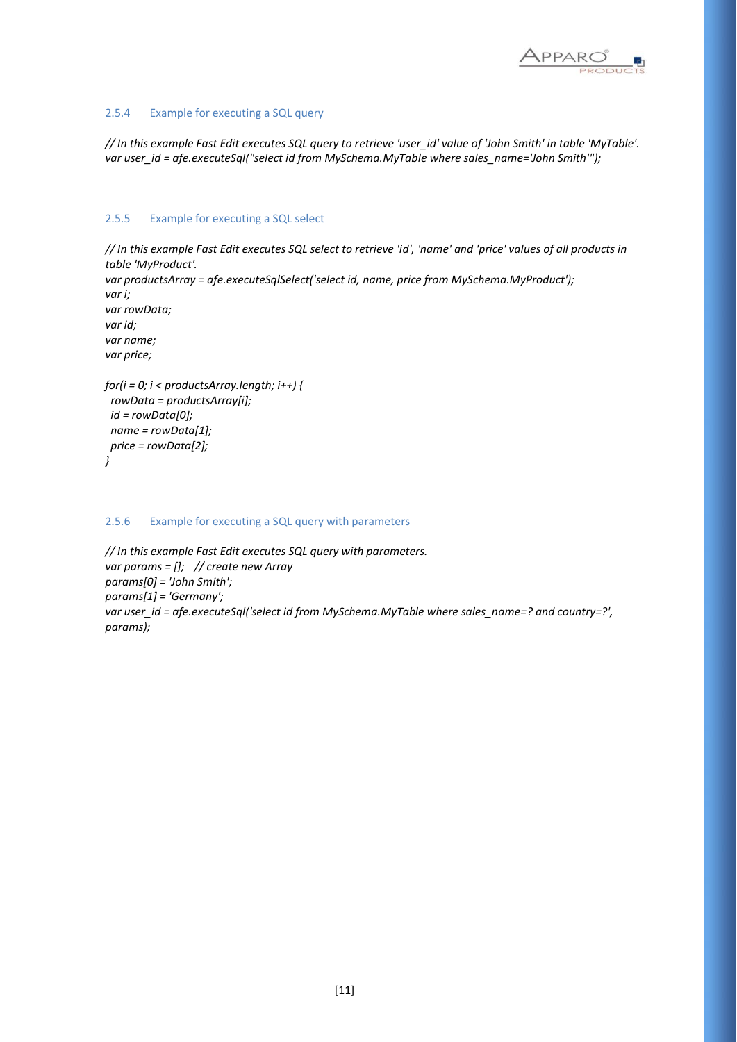### 2.5.4 Example for executing a SQL query

```
// In this example Fast Edit executes SQL query to retrieve 'user_id' value of 'John Smith' in table 'MyTable'.
var user_id = afe.executeSql("select id from MySchema.MyTable where sales_name='John Smith'");
```

### 2.5.5 Example for executing a SQL select

```
// In this example Fast Edit executes SQL select to retrieve 'id', 'name' and 'price' values of all products in table 'MyProduct'.
var productsArray = afe.executeSqlSelect('select id, name, price from MySchema.MyProduct');
var i;
var rowData;
var id;
var name;
var price;

for(i = 0; i < productsArray.length; i++) {
  rowData = productsArray[i];
  id = rowData[0];
  name = rowData[1];
  price = rowData[2];
}
```

### 2.5.6 Example for executing a SQL query with parameters

```
// In this example Fast Edit executes SQL query with parameters.
var params = [];   // create new Array
params[0] = 'John Smith';
params[1] = 'Germany';
var user_id = afe.executeSql('select id from MySchema.MyTable where sales_name=? and country=?', params);
```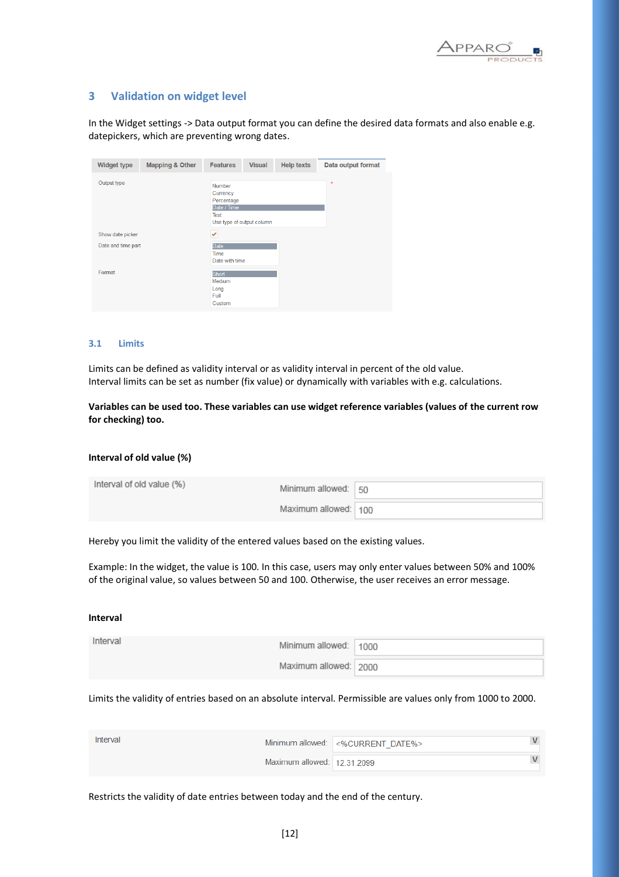## 3 Validation on widget level

In the Widget settings -> Data output format you can define the desired data formats and also enable e.g. datepickers, which are preventing wrong dates.

| Widget type | Mapping & Other | Features | Visual | Help texts | Data output format |
|---|---|---|---|---|---|

| Setting | Value |
|---|---|
| Output type | Number<br>Currency<br>Percentage<br>Date / Time<br>Text<br>Use type of output column |
| Show date picker | ✔ |
| Date and time part | Date<br>Time<br>Date with time |
| Format | Short<br>Medium<br>Long<br>Full<br>Custom |

### 3.1 Limits

Limits can be defined as validity interval or as validity interval in percent of the old value.
Interval limits can be set as number (fix value) or dynamically with variables with e.g. calculations.

**Variables can be used too. These variables can use widget reference variables (values of the current row for checking) too.**

**Interval of old value (%)**

| Interval of old value (%) | | |
|---|---|---|
| | Minimum allowed: | 50 |
| | Maximum allowed: | 100 |

Hereby you limit the validity of the entered values based on the existing values.

Example: In the widget, the value is 100. In this case, users may only enter values between 50% and 100% of the original value, so values between 50 and 100. Otherwise, the user receives an error message.

**Interval**

| Interval | | |
|---|---|---|
| | Minimum allowed: | 1000 |
| | Maximum allowed: | 2000 |

Limits the validity of entries based on an absolute interval. Permissible are values only from 1000 to 2000.

| Interval | | |
|---|---|---|
| | Minimum allowed: | <%CURRENT_DATE%> |
| | Maximum allowed: | 12.31.2099 |

Restricts the validity of date entries between today and the end of the century.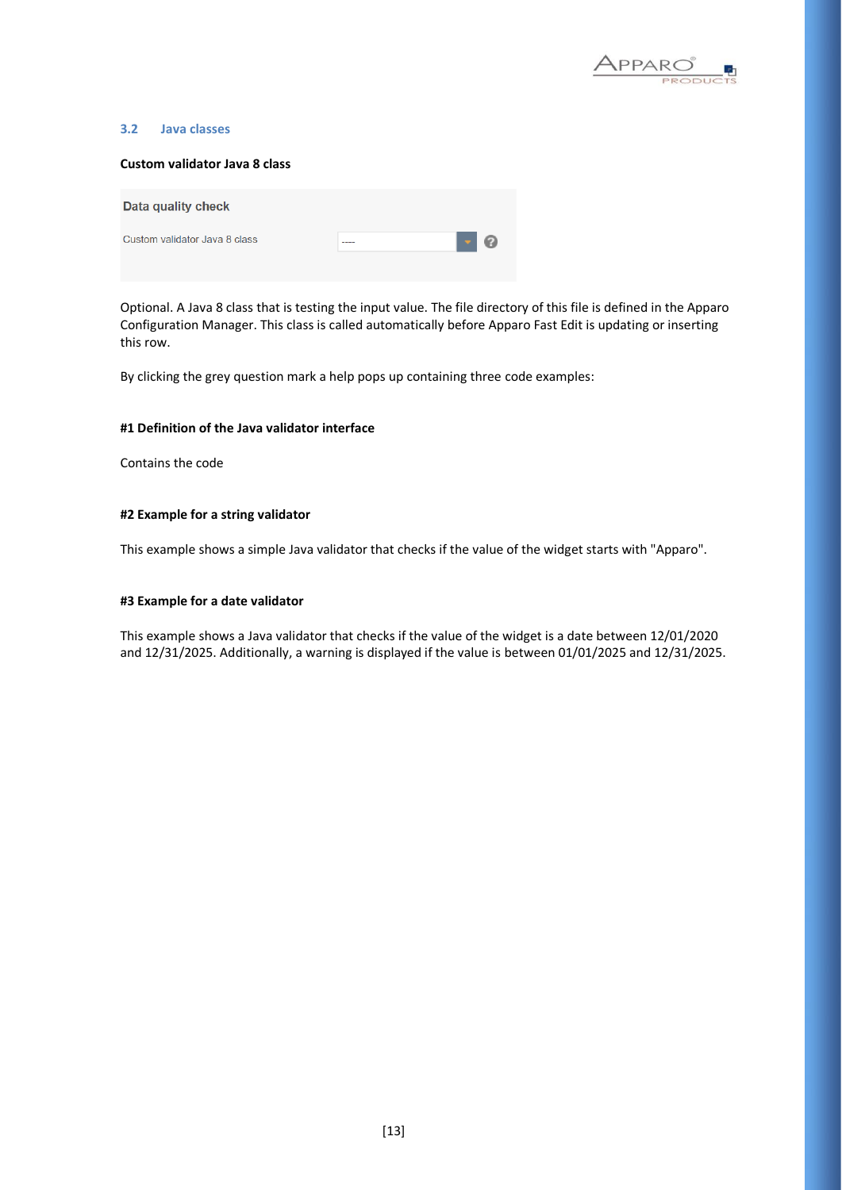## 3.2 Java classes

**Custom validator Java 8 class**

Data quality check

Custom validator Java 8 class ----

Optional. A Java 8 class that is testing the input value. The file directory of this file is defined in the Apparo Configuration Manager. This class is called automatically before Apparo Fast Edit is updating or inserting this row.

By clicking the grey question mark a help pops up containing three code examples:

**#1 Definition of the Java validator interface**

Contains the code

**#2 Example for a string validator**

This example shows a simple Java validator that checks if the value of the widget starts with "Apparo".

**#3 Example for a date validator**

This example shows a Java validator that checks if the value of the widget is a date between 12/01/2020 and 12/31/2025. Additionally, a warning is displayed if the value is between 01/01/2025 and 12/31/2025.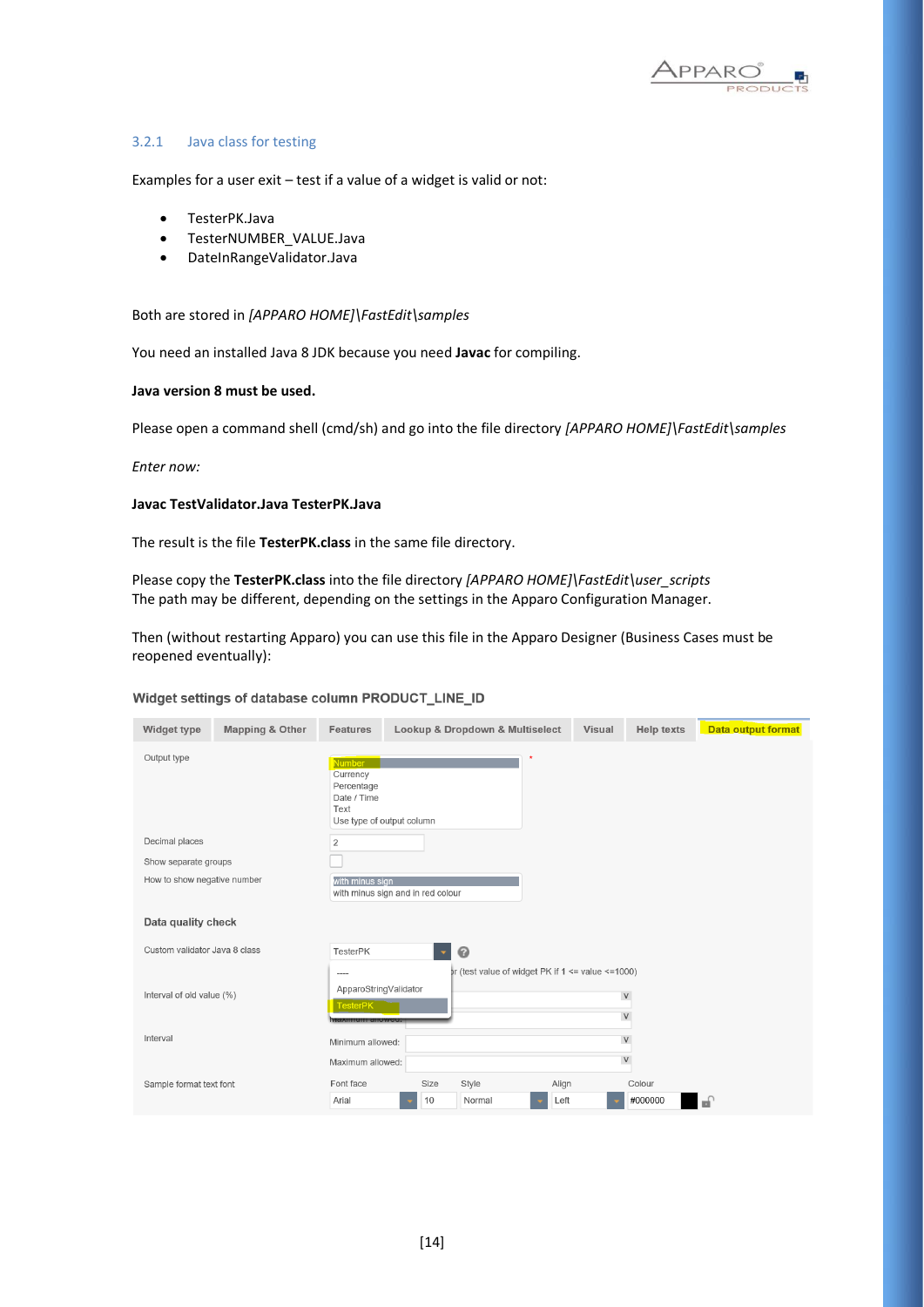### 3.2.1 Java class for testing

Examples for a user exit – test if a value of a widget is valid or not:

- TesterPK.Java
- TesterNUMBER_VALUE.Java
- DateInRangeValidator.Java

Both are stored in *[APPARO HOME]\FastEdit\samples*

You need an installed Java 8 JDK because you need **Javac** for compiling.

**Java version 8 must be used.**

Please open a command shell (cmd/sh) and go into the file directory *[APPARO HOME]\FastEdit\samples*

*Enter now:*

**Javac TestValidator.Java TesterPK.Java**

The result is the file **TesterPK.class** in the same file directory.

Please copy the **TesterPK.class** into the file directory *[APPARO HOME]\FastEdit\user_scripts*
The path may be different, depending on the settings in the Apparo Configuration Manager.

Then (without restarting Apparo) you can use this file in the Apparo Designer (Business Cases must be reopened eventually):

Widget settings of database column PRODUCT_LINE_ID

| Widget type | Mapping & Other | Features | Lookup & Dropdown & Multiselect | Visual | Help texts | Data output format |
|---|---|---|---|---|---|---|

| Setting | Value |
|---|---|
| Output type | Number / Currency / Percentage / Date / Time / Text / Use type of output column |
| Decimal places | 2 |
| Show separate groups | |
| How to show negative number | with minus sign / with minus sign and in red colour |
| **Data quality check** | |
| Custom validator Java 8 class | TesterPK (options: ---- / ApparoStringValidator / TesterPK) — (test value of widget PK if 1 <= value <=1000) |
| Interval of old value (%) | Maximum allowed: |
| Interval | Minimum allowed: / Maximum allowed: |
| Sample format text font | Font face: Arial, Size: 10, Style: Normal, Align: Left, Colour: #000000 |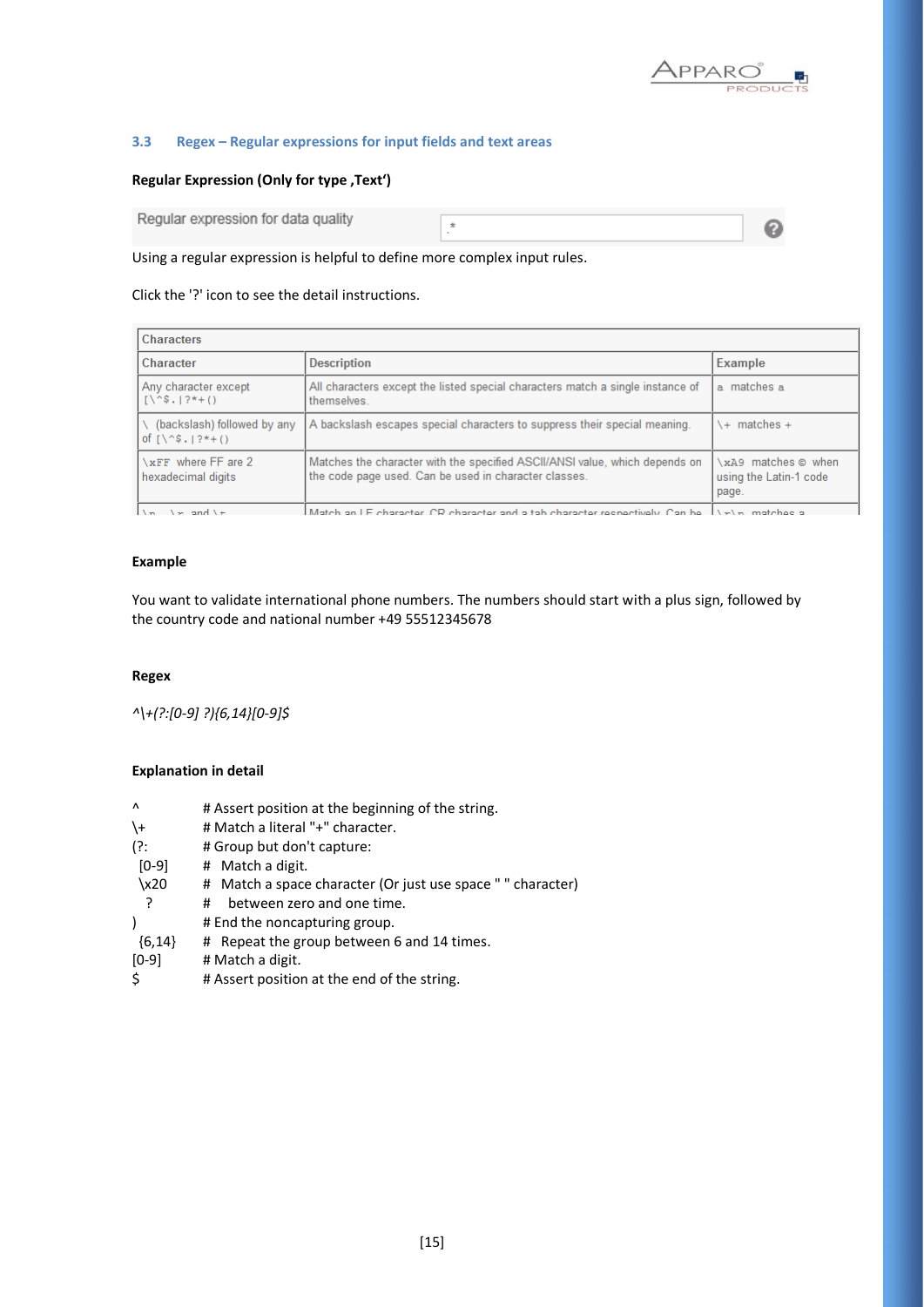### 3.3 Regex – Regular expressions for input fields and text areas

**Regular Expression (Only for type ‚Text')**

| Regular expression for data quality | .* |
|---|---|

Using a regular expression is helpful to define more complex input rules.

Click the '?' icon to see the detail instructions.

| Characters | | |
|---|---|---|
| **Character** | **Description** | **Example** |
| Any character except [\^$.\|?*+() | All characters except the listed special characters match a single instance of themselves. | a matches a |
| \ (backslash) followed by any of [\^$.\|?*+() | A backslash escapes special characters to suppress their special meaning. | \+ matches + |
| \xFF where FF are 2 hexadecimal digits | Matches the character with the specified ASCII/ANSI value, which depends on the code page used. Can be used in character classes. | \xA9 matches © when using the Latin-1 code page. |
| \n, \r and \t | Match an LF character, CR character and a tab character respectively. Can be | \r\n matches a |

**Example**

You want to validate international phone numbers. The numbers should start with a plus sign, followed by the country code and national number +49 55512345678

**Regex**

*^\+(?:[0-9] ?){6,14}[0-9]$*

**Explanation in detail**

```
^         # Assert position at the beginning of the string.
\+        # Match a literal "+" character.
(?:       # Group but don't capture:
 [0-9]    #  Match a digit.
 \x20     #  Match a space character (Or just use space " " character)
   ?      #    between zero and one time.
)         # End the noncapturing group.
 {6,14}   #  Repeat the group between 6 and 14 times.
[0-9]     # Match a digit.
$         # Assert position at the end of the string.
```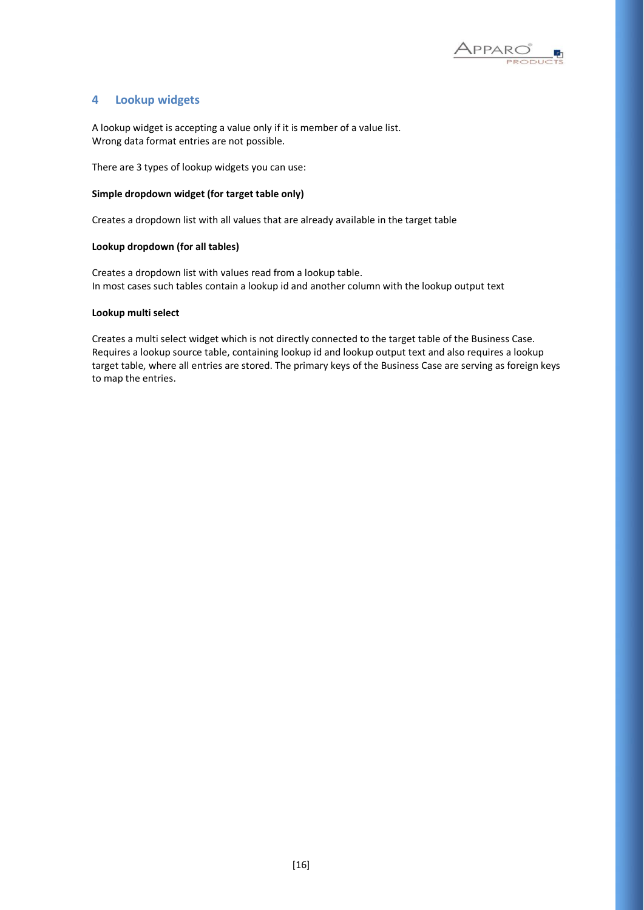## 4 Lookup widgets

A lookup widget is accepting a value only if it is member of a value list.
Wrong data format entries are not possible.

There are 3 types of lookup widgets you can use:

**Simple dropdown widget (for target table only)**

Creates a dropdown list with all values that are already available in the target table

**Lookup dropdown (for all tables)**

Creates a dropdown list with values read from a lookup table.
In most cases such tables contain a lookup id and another column with the lookup output text

**Lookup multi select**

Creates a multi select widget which is not directly connected to the target table of the Business Case. Requires a lookup source table, containing lookup id and lookup output text and also requires a lookup target table, where all entries are stored. The primary keys of the Business Case are serving as foreign keys to map the entries.